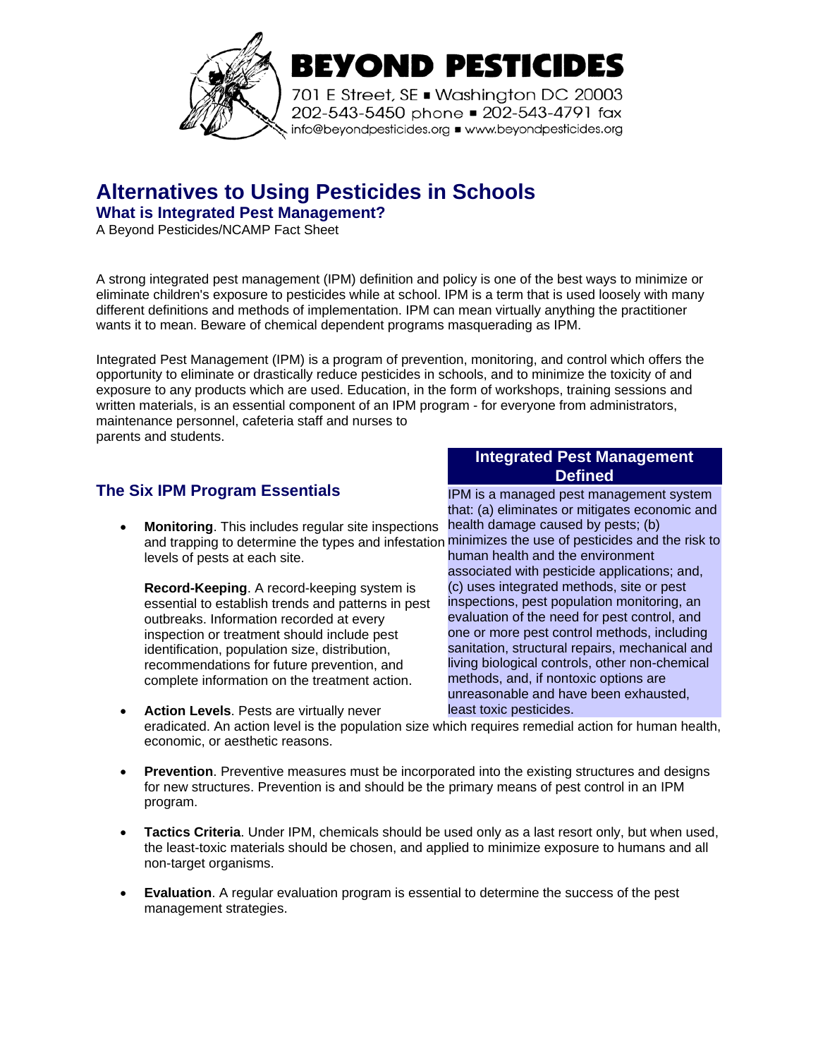**BEYOND PESTICIDES**

701 E Street, SE ▪ Washington DC 20003
202-543-5450 phone ▪ 202-543-4791 fax
info@beyondpesticides.org ▪ www.beyondpesticides.org

# Alternatives to Using Pesticides in Schools

## What is Integrated Pest Management?

A Beyond Pesticides/NCAMP Fact Sheet

A strong integrated pest management (IPM) definition and policy is one of the best ways to minimize or eliminate children's exposure to pesticides while at school. IPM is a term that is used loosely with many different definitions and methods of implementation. IPM can mean virtually anything the practitioner wants it to mean. Beware of chemical dependent programs masquerading as IPM.

Integrated Pest Management (IPM) is a program of prevention, monitoring, and control which offers the opportunity to eliminate or drastically reduce pesticides in schools, and to minimize the toxicity of and exposure to any products which are used. Education, in the form of workshops, training sessions and written materials, is an essential component of an IPM program - for everyone from administrators, maintenance personnel, cafeteria staff and nurses to parents and students.

## The Six IPM Program Essentials

- **Monitoring**. This includes regular site inspections and trapping to determine the types and infestation levels of pests at each site.

  **Record-Keeping**. A record-keeping system is essential to establish trends and patterns in pest outbreaks. Information recorded at every inspection or treatment should include pest identification, population size, distribution, recommendations for future prevention, and complete information on the treatment action.

- **Action Levels**. Pests are virtually never eradicated. An action level is the population size which requires remedial action for human health, economic, or aesthetic reasons.

- **Prevention**. Preventive measures must be incorporated into the existing structures and designs for new structures. Prevention is and should be the primary means of pest control in an IPM program.

- **Tactics Criteria**. Under IPM, chemicals should be used only as a last resort only, but when used, the least-toxic materials should be chosen, and applied to minimize exposure to humans and all non-target organisms.

- **Evaluation**. A regular evaluation program is essential to determine the success of the pest management strategies.

### Integrated Pest Management Defined

IPM is a managed pest management system that: (a) eliminates or mitigates economic and health damage caused by pests; (b) minimizes the use of pesticides and the risk to human health and the environment associated with pesticide applications; and, (c) uses integrated methods, site or pest inspections, pest population monitoring, an evaluation of the need for pest control, and one or more pest control methods, including sanitation, structural repairs, mechanical and living biological controls, other non-chemical methods, and, if nontoxic options are unreasonable and have been exhausted, least toxic pesticides.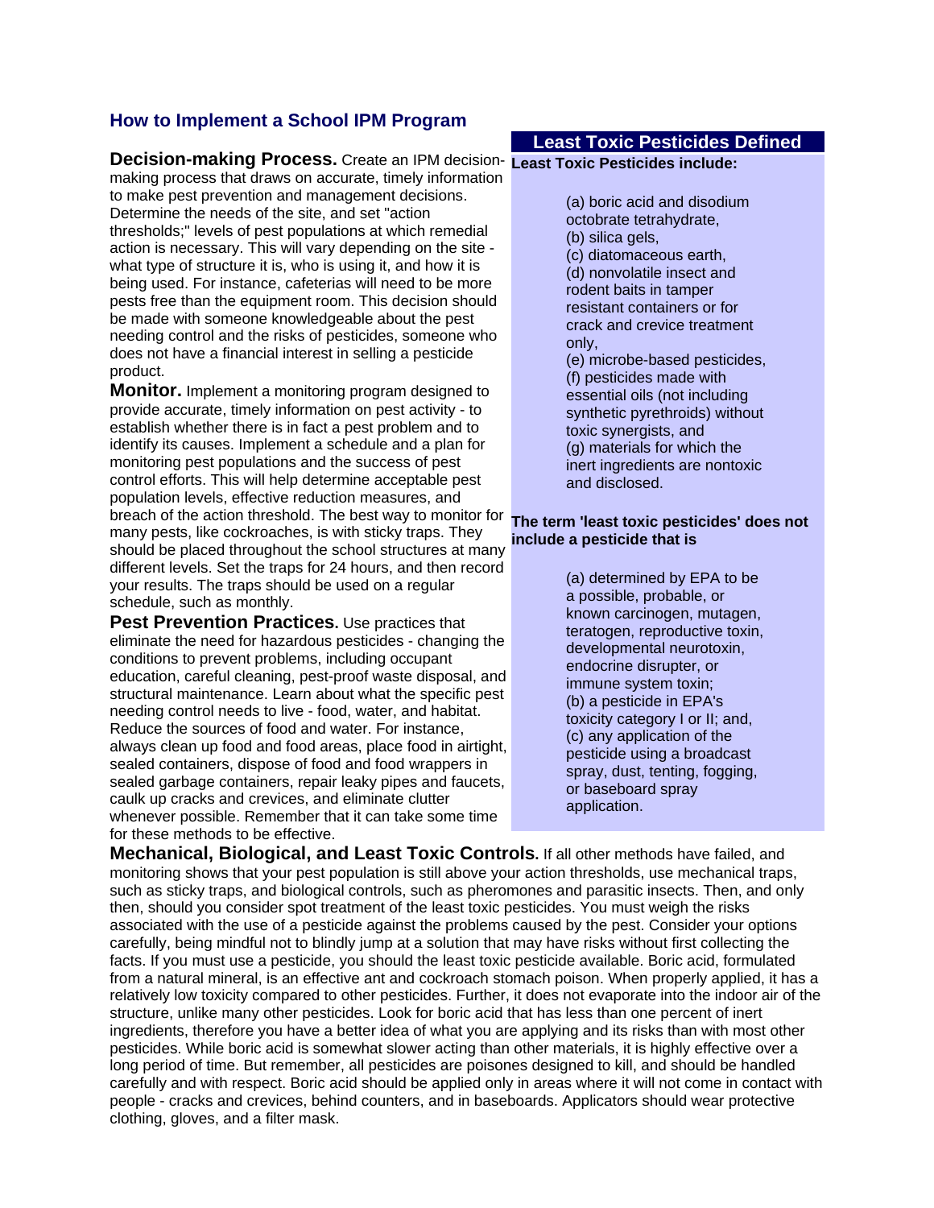## How to Implement a School IPM Program

**Decision-making Process.** Create an IPM decision-making process that draws on accurate, timely information to make pest prevention and management decisions. Determine the needs of the site, and set "action thresholds;" levels of pest populations at which remedial action is necessary. This will vary depending on the site - what type of structure it is, who is using it, and how it is being used. For instance, cafeterias will need to be more pests free than the equipment room. This decision should be made with someone knowledgeable about the pest needing control and the risks of pesticides, someone who does not have a financial interest in selling a pesticide product.

**Monitor.** Implement a monitoring program designed to provide accurate, timely information on pest activity - to establish whether there is in fact a pest problem and to identify its causes. Implement a schedule and a plan for monitoring pest populations and the success of pest control efforts. This will help determine acceptable pest population levels, effective reduction measures, and breach of the action threshold. The best way to monitor for many pests, like cockroaches, is with sticky traps. They should be placed throughout the school structures at many different levels. Set the traps for 24 hours, and then record your results. The traps should be used on a regular schedule, such as monthly.

**Pest Prevention Practices.** Use practices that eliminate the need for hazardous pesticides - changing the conditions to prevent problems, including occupant education, careful cleaning, pest-proof waste disposal, and structural maintenance. Learn about what the specific pest needing control needs to live - food, water, and habitat. Reduce the sources of food and water. For instance, always clean up food and food areas, place food in airtight, sealed containers, dispose of food and food wrappers in sealed garbage containers, repair leaky pipes and faucets, caulk up cracks and crevices, and eliminate clutter whenever possible. Remember that it can take some time for these methods to be effective.

### Least Toxic Pesticides Defined

**Least Toxic Pesticides include:**

(a) boric acid and disodium octobrate tetrahydrate,
(b) silica gels,
(c) diatomaceous earth,
(d) nonvolatile insect and rodent baits in tamper resistant containers or for crack and crevice treatment only,
(e) microbe-based pesticides,
(f) pesticides made with essential oils (not including synthetic pyrethroids) without toxic synergists, and
(g) materials for which the inert ingredients are nontoxic and disclosed.

**The term 'least toxic pesticides' does not include a pesticide that is**

(a) determined by EPA to be a possible, probable, or known carcinogen, mutagen, teratogen, reproductive toxin, developmental neurotoxin, endocrine disrupter, or immune system toxin;
(b) a pesticide in EPA's toxicity category I or II; and,
(c) any application of the pesticide using a broadcast spray, dust, tenting, fogging, or baseboard spray application.

**Mechanical, Biological, and Least Toxic Controls.** If all other methods have failed, and monitoring shows that your pest population is still above your action thresholds, use mechanical traps, such as sticky traps, and biological controls, such as pheromones and parasitic insects. Then, and only then, should you consider spot treatment of the least toxic pesticides. You must weigh the risks associated with the use of a pesticide against the problems caused by the pest. Consider your options carefully, being mindful not to blindly jump at a solution that may have risks without first collecting the facts. If you must use a pesticide, you should the least toxic pesticide available. Boric acid, formulated from a natural mineral, is an effective ant and cockroach stomach poison. When properly applied, it has a relatively low toxicity compared to other pesticides. Further, it does not evaporate into the indoor air of the structure, unlike many other pesticides. Look for boric acid that has less than one percent of inert ingredients, therefore you have a better idea of what you are applying and its risks than with most other pesticides. While boric acid is somewhat slower acting than other materials, it is highly effective over a long period of time. But remember, all pesticides are poisones designed to kill, and should be handled carefully and with respect. Boric acid should be applied only in areas where it will not come in contact with people - cracks and crevices, behind counters, and in baseboards. Applicators should wear protective clothing, gloves, and a filter mask.